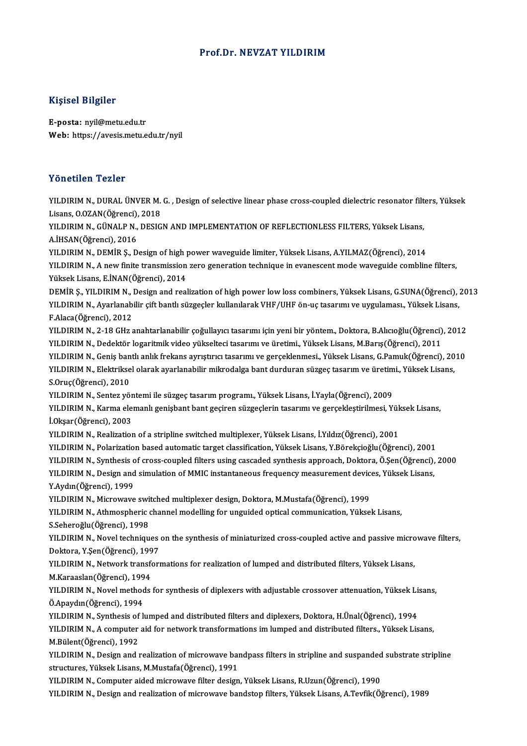# Prof.Dr. NEVZAT YILDIRIM

## Kişisel Bilgiler

**E-posta:** nyil@metu.edu.tr
**Web:** https://avesis.metu.edu.tr/nyil

## Yönetilen Tezler

YILDIRIM N., DURAL ÜNVER M. G. , Design of selective linear phase cross-coupled dielectric resonator filters, Yüksek Lisans, O.OZAN(Öğrenci), 2018

YILDIRIM N., GÜNALP N., DESIGN AND IMPLEMENTATION OF REFLECTIONLESS FILTERS, Yüksek Lisans, A.İHSAN(Öğrenci), 2016

YILDIRIM N., DEMİR Ş., Design of high power waveguide limiter, Yüksek Lisans, A.YILMAZ(Öğrenci), 2014

YILDIRIM N., A new finite transmission zero generation technique in evanescent mode waveguide combline filters, Yüksek Lisans, E.İNAN(Öğrenci), 2014

DEMİR Ş., YILDIRIM N., Design and realization of high power low loss combiners, Yüksek Lisans, G.SUNA(Öğrenci), 2013

YILDIRIM N., Ayarlanabilir çift bantlı süzgeçler kullanılarak VHF/UHF ön-uç tasarımı ve uygulaması., Yüksek Lisans, F.Alaca(Öğrenci), 2012

YILDIRIM N., 2-18 GHz anahtarlanabilir çoğullayıcı tasarımı için yeni bir yöntem., Doktora, B.Alıcıoğlu(Öğrenci), 2012

YILDIRIM N., Dedektör logaritmik video yükselteci tasarımı ve üretimi., Yüksek Lisans, M.Barış(Öğrenci), 2011

YILDIRIM N., Geniş bantlı anlık frekans ayrıştırıcı tasarımı ve gerçeklenmesi., Yüksek Lisans, G.Pamuk(Öğrenci), 2010

YILDIRIM N., Elektriksel olarak ayarlanabilir mikrodalga bant durduran süzgeç tasarım ve üretimi., Yüksek Lisans, S.Oruç(Öğrenci), 2010

YILDIRIM N., Sentez yöntemi ile süzgeç tasarım programı., Yüksek Lisans, İ.Yayla(Öğrenci), 2009

YILDIRIM N., Karma elemanlı genişbant bant geçiren süzgeçlerin tasarımı ve gerçekleştirilmesi, Yüksek Lisans, İ.Okşar(Öğrenci), 2003

YILDIRIM N., Realization of a stripline switched multiplexer, Yüksek Lisans, İ.Yıldız(Öğrenci), 2001

YILDIRIM N., Polarization based automatic target classification, Yüksek Lisans, Y.Börekçioğlu(Öğrenci), 2001

YILDIRIM N., Synthesis of cross-coupled filters using cascaded synthesis approach, Doktora, Ö.Şen(Öğrenci), 2000

YILDIRIM N., Design and simulation of MMIC instantaneous frequency measurement devices, Yüksek Lisans, Y.Aydın(Öğrenci), 1999

YILDIRIM N., Microwave switched multiplexer design, Doktora, M.Mustafa(Öğrenci), 1999

YILDIRIM N., Athmospheric channel modelling for unguided optical communication, Yüksek Lisans, S.Seheroğlu(Öğrenci), 1998

YILDIRIM N., Novel techniques on the synthesis of miniaturized cross-coupled active and passive microwave filters, Doktora, Y.Şen(Öğrenci), 1997

YILDIRIM N., Network transformations for realization of lumped and distributed filters, Yüksek Lisans, M.Karaaslan(Öğrenci), 1994

YILDIRIM N., Novel methods for synthesis of diplexers with adjustable crossover attenuation, Yüksek Lisans, Ö.Apaydın(Öğrenci), 1994

YILDIRIM N., Synthesis of lumped and distributed filters and diplexers, Doktora, H.Ünal(Öğrenci), 1994

YILDIRIM N., A computer aid for network transformations im lumped and distributed filters., Yüksek Lisans, M.Bülent(Öğrenci), 1992

YILDIRIM N., Design and realization of microwave bandpass filters in stripline and suspanded substrate stripline structures, Yüksek Lisans, M.Mustafa(Öğrenci), 1991

YILDIRIM N., Computer aided microwave filter design, Yüksek Lisans, R.Uzun(Öğrenci), 1990

YILDIRIM N., Design and realization of microwave bandstop filters, Yüksek Lisans, A.Tevfik(Öğrenci), 1989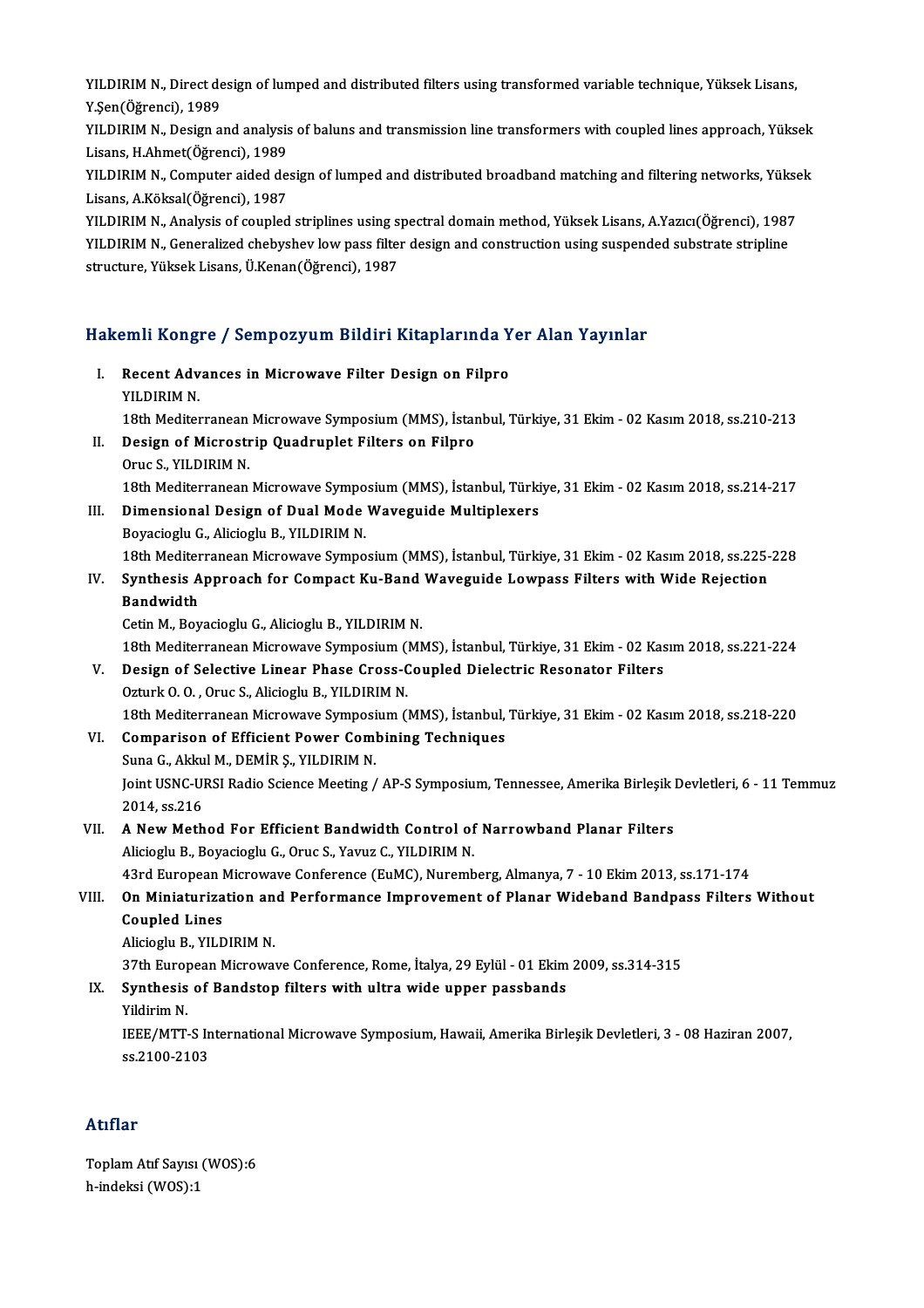YILDIRIM N., Direct design of lumped and distributed filters using transformed variable technique, Yüksek Lisans, Y.Şen(Öğrenci), 1989

YILDIRIM N., Design and analysis of baluns and transmission line transformers with coupled lines approach, Yüksek Lisans, H.Ahmet(Öğrenci), 1989

YILDIRIM N., Computer aided design of lumped and distributed broadband matching and filtering networks, Yüksek Lisans, A.Köksal(Öğrenci), 1987

YILDIRIM N., Analysis of coupled striplines using spectral domain method, Yüksek Lisans, A.Yazıcı(Öğrenci), 1987

YILDIRIM N., Generalized chebyshev low pass filter design and construction using suspended substrate stripline structure, Yüksek Lisans, Ü.Kenan(Öğrenci), 1987

## Hakemli Kongre / Sempozyum Bildiri Kitaplarında Yer Alan Yayınlar

I. **Recent Advances in Microwave Filter Design on Filpro**
YILDIRIM N.
18th Mediterranean Microwave Symposium (MMS), İstanbul, Türkiye, 31 Ekim - 02 Kasım 2018, ss.210-213

II. **Design of Microstrip Quadruplet Filters on Filpro**
Oruc S., YILDIRIM N.
18th Mediterranean Microwave Symposium (MMS), İstanbul, Türkiye, 31 Ekim - 02 Kasım 2018, ss.214-217

III. **Dimensional Design of Dual Mode Waveguide Multiplexers**
Boyacioglu G., Alicioglu B., YILDIRIM N.
18th Mediterranean Microwave Symposium (MMS), İstanbul, Türkiye, 31 Ekim - 02 Kasım 2018, ss.225-228

IV. **Synthesis Approach for Compact Ku-Band Waveguide Lowpass Filters with Wide Rejection Bandwidth**
Cetin M., Boyacioglu G., Alicioglu B., YILDIRIM N.
18th Mediterranean Microwave Symposium (MMS), İstanbul, Türkiye, 31 Ekim - 02 Kasım 2018, ss.221-224

V. **Design of Selective Linear Phase Cross-Coupled Dielectric Resonator Filters**
Ozturk O. O. , Oruc S., Alicioglu B., YILDIRIM N.
18th Mediterranean Microwave Symposium (MMS), İstanbul, Türkiye, 31 Ekim - 02 Kasım 2018, ss.218-220

VI. **Comparison of Efficient Power Combining Techniques**
Suna G., Akkul M., DEMİR Ş., YILDIRIM N.
Joint USNC-URSI Radio Science Meeting / AP-S Symposium, Tennessee, Amerika Birleşik Devletleri, 6 - 11 Temmuz 2014, ss.216

VII. **A New Method For Efficient Bandwidth Control of Narrowband Planar Filters**
Alicioglu B., Boyacioglu G., Oruc S., Yavuz C., YILDIRIM N.
43rd European Microwave Conference (EuMC), Nuremberg, Almanya, 7 - 10 Ekim 2013, ss.171-174

VIII. **On Miniaturization and Performance Improvement of Planar Wideband Bandpass Filters Without Coupled Lines**
Alicioglu B., YILDIRIM N.
37th European Microwave Conference, Rome, İtalya, 29 Eylül - 01 Ekim 2009, ss.314-315

IX. **Synthesis of Bandstop filters with ultra wide upper passbands**
Yildirim N.
IEEE/MTT-S International Microwave Symposium, Hawaii, Amerika Birleşik Devletleri, 3 - 08 Haziran 2007, ss.2100-2103

## Atıflar

Toplam Atıf Sayısı (WOS):6
h-indeksi (WOS):1